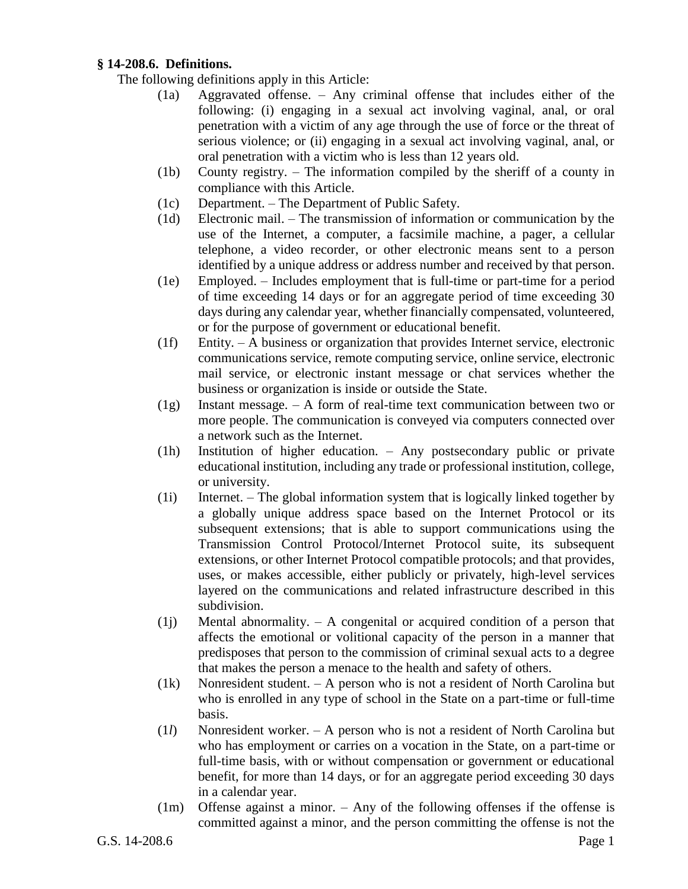**§ 14-208.6. Definitions.**

The following definitions apply in this Article:

(1a) Aggravated offense. – Any criminal offense that includes either of the following: (i) engaging in a sexual act involving vaginal, anal, or oral penetration with a victim of any age through the use of force or the threat of serious violence; or (ii) engaging in a sexual act involving vaginal, anal, or oral penetration with a victim who is less than 12 years old.

(1b) County registry. – The information compiled by the sheriff of a county in compliance with this Article.

(1c) Department. – The Department of Public Safety.

(1d) Electronic mail. – The transmission of information or communication by the use of the Internet, a computer, a facsimile machine, a pager, a cellular telephone, a video recorder, or other electronic means sent to a person identified by a unique address or address number and received by that person.

(1e) Employed. – Includes employment that is full-time or part-time for a period of time exceeding 14 days or for an aggregate period of time exceeding 30 days during any calendar year, whether financially compensated, volunteered, or for the purpose of government or educational benefit.

(1f) Entity. – A business or organization that provides Internet service, electronic communications service, remote computing service, online service, electronic mail service, or electronic instant message or chat services whether the business or organization is inside or outside the State.

(1g) Instant message. – A form of real-time text communication between two or more people. The communication is conveyed via computers connected over a network such as the Internet.

(1h) Institution of higher education. – Any postsecondary public or private educational institution, including any trade or professional institution, college, or university.

(1i) Internet. – The global information system that is logically linked together by a globally unique address space based on the Internet Protocol or its subsequent extensions; that is able to support communications using the Transmission Control Protocol/Internet Protocol suite, its subsequent extensions, or other Internet Protocol compatible protocols; and that provides, uses, or makes accessible, either publicly or privately, high-level services layered on the communications and related infrastructure described in this subdivision.

(1j) Mental abnormality. – A congenital or acquired condition of a person that affects the emotional or volitional capacity of the person in a manner that predisposes that person to the commission of criminal sexual acts to a degree that makes the person a menace to the health and safety of others.

(1k) Nonresident student. – A person who is not a resident of North Carolina but who is enrolled in any type of school in the State on a part-time or full-time basis.

(1*l*) Nonresident worker. – A person who is not a resident of North Carolina but who has employment or carries on a vocation in the State, on a part-time or full-time basis, with or without compensation or government or educational benefit, for more than 14 days, or for an aggregate period exceeding 30 days in a calendar year.

(1m) Offense against a minor. – Any of the following offenses if the offense is committed against a minor, and the person committing the offense is not the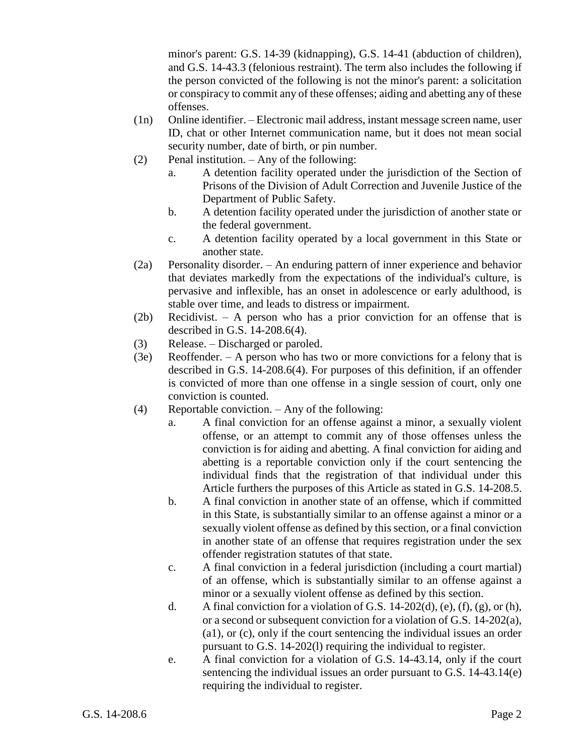minor's parent: G.S. 14-39 (kidnapping), G.S. 14-41 (abduction of children), and G.S. 14-43.3 (felonious restraint). The term also includes the following if the person convicted of the following is not the minor's parent: a solicitation or conspiracy to commit any of these offenses; aiding and abetting any of these offenses.

(1n) Online identifier. – Electronic mail address, instant message screen name, user ID, chat or other Internet communication name, but it does not mean social security number, date of birth, or pin number.

(2) Penal institution. – Any of the following:

a. A detention facility operated under the jurisdiction of the Section of Prisons of the Division of Adult Correction and Juvenile Justice of the Department of Public Safety.

b. A detention facility operated under the jurisdiction of another state or the federal government.

c. A detention facility operated by a local government in this State or another state.

(2a) Personality disorder. – An enduring pattern of inner experience and behavior that deviates markedly from the expectations of the individual's culture, is pervasive and inflexible, has an onset in adolescence or early adulthood, is stable over time, and leads to distress or impairment.

(2b) Recidivist. – A person who has a prior conviction for an offense that is described in G.S. 14-208.6(4).

(3) Release. – Discharged or paroled.

(3e) Reoffender. – A person who has two or more convictions for a felony that is described in G.S. 14-208.6(4). For purposes of this definition, if an offender is convicted of more than one offense in a single session of court, only one conviction is counted.

(4) Reportable conviction. – Any of the following:

a. A final conviction for an offense against a minor, a sexually violent offense, or an attempt to commit any of those offenses unless the conviction is for aiding and abetting. A final conviction for aiding and abetting is a reportable conviction only if the court sentencing the individual finds that the registration of that individual under this Article furthers the purposes of this Article as stated in G.S. 14-208.5.

b. A final conviction in another state of an offense, which if committed in this State, is substantially similar to an offense against a minor or a sexually violent offense as defined by this section, or a final conviction in another state of an offense that requires registration under the sex offender registration statutes of that state.

c. A final conviction in a federal jurisdiction (including a court martial) of an offense, which is substantially similar to an offense against a minor or a sexually violent offense as defined by this section.

d. A final conviction for a violation of G.S. 14-202(d), (e), (f), (g), or (h), or a second or subsequent conviction for a violation of G.S. 14-202(a), (a1), or (c), only if the court sentencing the individual issues an order pursuant to G.S. 14-202(l) requiring the individual to register.

e. A final conviction for a violation of G.S. 14-43.14, only if the court sentencing the individual issues an order pursuant to G.S. 14-43.14(e) requiring the individual to register.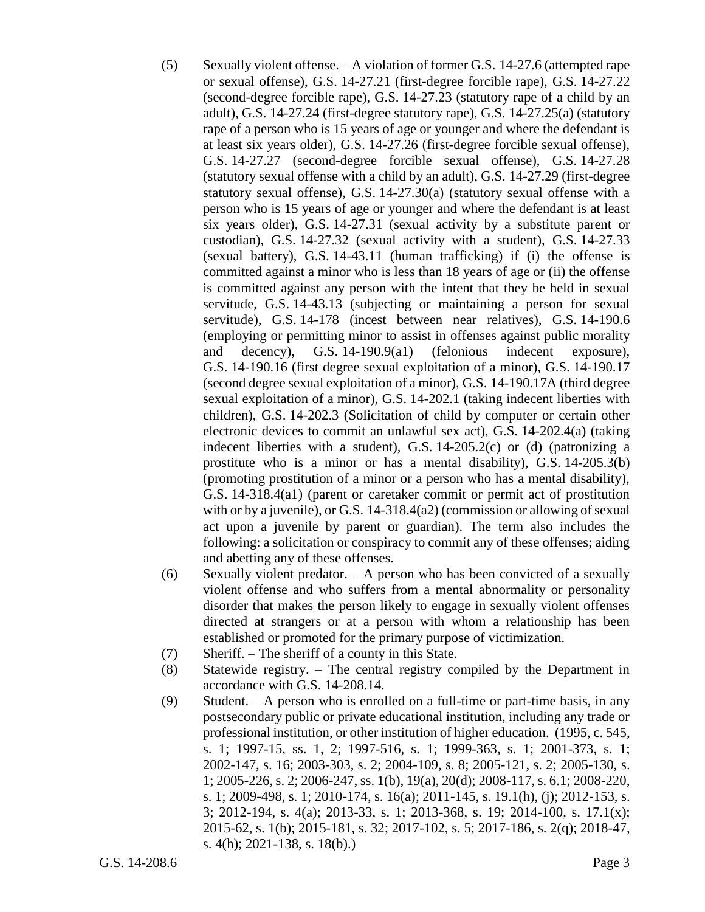(5) Sexually violent offense. – A violation of former G.S. 14-27.6 (attempted rape or sexual offense), G.S. 14-27.21 (first-degree forcible rape), G.S. 14-27.22 (second-degree forcible rape), G.S. 14-27.23 (statutory rape of a child by an adult), G.S. 14-27.24 (first-degree statutory rape), G.S. 14-27.25(a) (statutory rape of a person who is 15 years of age or younger and where the defendant is at least six years older), G.S. 14-27.26 (first-degree forcible sexual offense), G.S. 14-27.27 (second-degree forcible sexual offense), G.S. 14-27.28 (statutory sexual offense with a child by an adult), G.S. 14-27.29 (first-degree statutory sexual offense), G.S. 14-27.30(a) (statutory sexual offense with a person who is 15 years of age or younger and where the defendant is at least six years older), G.S. 14-27.31 (sexual activity by a substitute parent or custodian), G.S. 14-27.32 (sexual activity with a student), G.S. 14-27.33 (sexual battery), G.S. 14-43.11 (human trafficking) if (i) the offense is committed against a minor who is less than 18 years of age or (ii) the offense is committed against any person with the intent that they be held in sexual servitude, G.S. 14-43.13 (subjecting or maintaining a person for sexual servitude), G.S. 14-178 (incest between near relatives), G.S. 14-190.6 (employing or permitting minor to assist in offenses against public morality and decency), G.S. 14-190.9(a1) (felonious indecent exposure), G.S. 14-190.16 (first degree sexual exploitation of a minor), G.S. 14-190.17 (second degree sexual exploitation of a minor), G.S. 14-190.17A (third degree sexual exploitation of a minor), G.S. 14-202.1 (taking indecent liberties with children), G.S. 14-202.3 (Solicitation of child by computer or certain other electronic devices to commit an unlawful sex act), G.S. 14-202.4(a) (taking indecent liberties with a student), G.S. 14-205.2(c) or (d) (patronizing a prostitute who is a minor or has a mental disability), G.S. 14-205.3(b) (promoting prostitution of a minor or a person who has a mental disability), G.S. 14-318.4(a1) (parent or caretaker commit or permit act of prostitution with or by a juvenile), or G.S. 14-318.4(a2) (commission or allowing of sexual act upon a juvenile by parent or guardian). The term also includes the following: a solicitation or conspiracy to commit any of these offenses; aiding and abetting any of these offenses.

(6) Sexually violent predator. – A person who has been convicted of a sexually violent offense and who suffers from a mental abnormality or personality disorder that makes the person likely to engage in sexually violent offenses directed at strangers or at a person with whom a relationship has been established or promoted for the primary purpose of victimization.

(7) Sheriff. – The sheriff of a county in this State.

(8) Statewide registry. – The central registry compiled by the Department in accordance with G.S. 14-208.14.

(9) Student. – A person who is enrolled on a full-time or part-time basis, in any postsecondary public or private educational institution, including any trade or professional institution, or other institution of higher education. (1995, c. 545, s. 1; 1997-15, ss. 1, 2; 1997-516, s. 1; 1999-363, s. 1; 2001-373, s. 1; 2002-147, s. 16; 2003-303, s. 2; 2004-109, s. 8; 2005-121, s. 2; 2005-130, s. 1; 2005-226, s. 2; 2006-247, ss. 1(b), 19(a), 20(d); 2008-117, s. 6.1; 2008-220, s. 1; 2009-498, s. 1; 2010-174, s. 16(a); 2011-145, s. 19.1(h), (j); 2012-153, s. 3; 2012-194, s. 4(a); 2013-33, s. 1; 2013-368, s. 19; 2014-100, s. 17.1(x); 2015-62, s. 1(b); 2015-181, s. 32; 2017-102, s. 5; 2017-186, s. 2(q); 2018-47, s. 4(h); 2021-138, s. 18(b).)